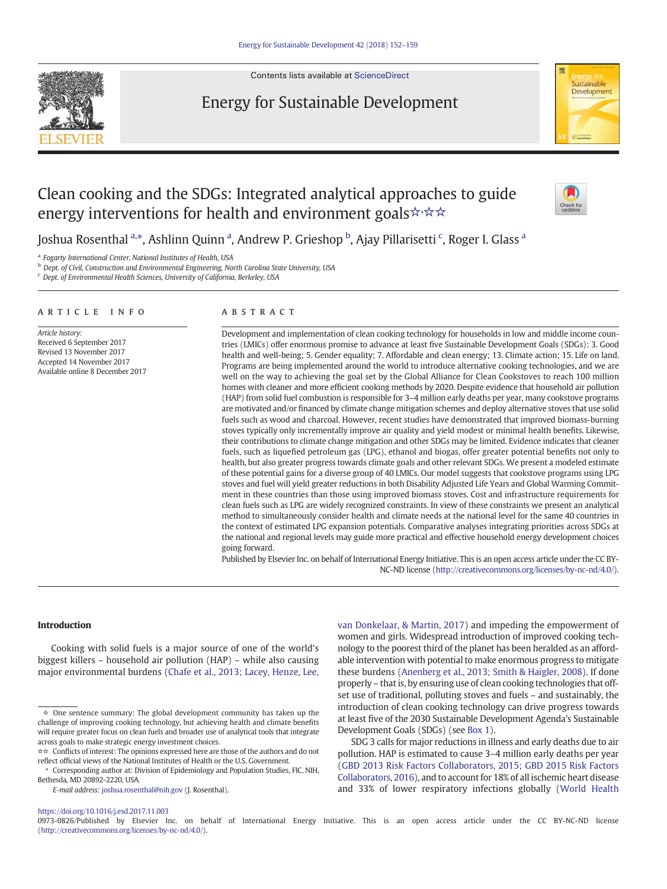# Clean cooking and the SDGs: Integrated analytical approaches to guide energy interventions for health and environment goals☆,☆☆

Joshua Rosenthal [a,*], Ashlinn Quinn [a], Andrew P. Grieshop [b], Ajay Pillarisetti [c], Roger I. Glass [a]

[a] Fogarty International Center, National Institutes of Health, USA
[b] Dept. of Civil, Construction and Environmental Engineering, North Carolina State University, USA
[c] Dept. of Environmental Health Sciences, University of California, Berkeley, USA

## ARTICLE INFO

*Article history:*
Received 6 September 2017
Revised 13 November 2017
Accepted 14 November 2017
Available online 8 December 2017

## ABSTRACT

Development and implementation of clean cooking technology for households in low and middle income countries (LMICs) offer enormous promise to advance at least five Sustainable Development Goals (SDGs): 3. Good health and well-being; 5. Gender equality; 7. Affordable and clean energy; 13. Climate action; 15. Life on land. Programs are being implemented around the world to introduce alternative cooking technologies, and we are well on the way to achieving the goal set by the Global Alliance for Clean Cookstoves to reach 100 million homes with cleaner and more efficient cooking methods by 2020. Despite evidence that household air pollution (HAP) from solid fuel combustion is responsible for 3–4 million early deaths per year, many cookstove programs are motivated and/or financed by climate change mitigation schemes and deploy alternative stoves that use solid fuels such as wood and charcoal. However, recent studies have demonstrated that improved biomass-burning stoves typically only incrementally improve air quality and yield modest or minimal health benefits. Likewise, their contributions to climate change mitigation and other SDGs may be limited. Evidence indicates that cleaner fuels, such as liquefied petroleum gas (LPG), ethanol and biogas, offer greater potential benefits not only to health, but also greater progress towards climate goals and other relevant SDGs. We present a modeled estimate of these potential gains for a diverse group of 40 LMICs. Our model suggests that cookstove programs using LPG stoves and fuel will yield greater reductions in both Disability Adjusted Life Years and Global Warming Commitment in these countries than those using improved biomass stoves. Cost and infrastructure requirements for clean fuels such as LPG are widely recognized constraints. In view of these constraints we present an analytical method to simultaneously consider health and climate needs at the national level for the same 40 countries in the context of estimated LPG expansion potentials. Comparative analyses integrating priorities across SDGs at the national and regional levels may guide more practical and effective household energy development choices going forward.

Published by Elsevier Inc. on behalf of International Energy Initiative. This is an open access article under the CC BY-NC-ND license (http://creativecommons.org/licenses/by-nc-nd/4.0/).

## Introduction

Cooking with solid fuels is a major source of one of the world's biggest killers – household air pollution (HAP) – while also causing major environmental burdens (Chafe et al., 2013; Lacey, Henze, Lee, van Donkelaar, & Martin, 2017) and impeding the empowerment of women and girls. Widespread introduction of improved cooking technology to the poorest third of the planet has been heralded as an affordable intervention with potential to make enormous progress to mitigate these burdens (Anenberg et al., 2013; Smith & Haigler, 2008). If done properly – that is, by ensuring use of clean cooking technologies that offset use of traditional, polluting stoves and fuels – and sustainably, the introduction of clean cooking technology can drive progress towards at least five of the 2030 Sustainable Development Agenda's Sustainable Development Goals (SDGs) (see Box 1).

SDG 3 calls for major reductions in illness and early deaths due to air pollution. HAP is estimated to cause 3–4 million early deaths per year (GBD 2013 Risk Factors Collaborators, 2015; GBD 2015 Risk Factors Collaborators, 2016), and to account for 18% of all ischemic heart disease and 33% of lower respiratory infections globally (World Health

☆ One sentence summary: The global development community has taken up the challenge of improving cooking technology, but achieving health and climate benefits will require greater focus on clean fuels and broader use of analytical tools that integrate across goals to make strategic energy investment choices.

☆☆ Conflicts of interest: The opinions expressed here are those of the authors and do not reflect official views of the National Institutes of Health or the U.S. Government.

\* Corresponding author at: Division of Epidemiology and Population Studies, FIC, NIH, Bethesda, MD 20892-2220, USA.

*E-mail address:* joshua.rosenthal@nih.gov (J. Rosenthal).

https://doi.org/10.1016/j.esd.2017.11.003
0973-0826/Published by Elsevier Inc. on behalf of International Energy Initiative. This is an open access article under the CC BY-NC-ND license (http://creativecommons.org/licenses/by-nc-nd/4.0/).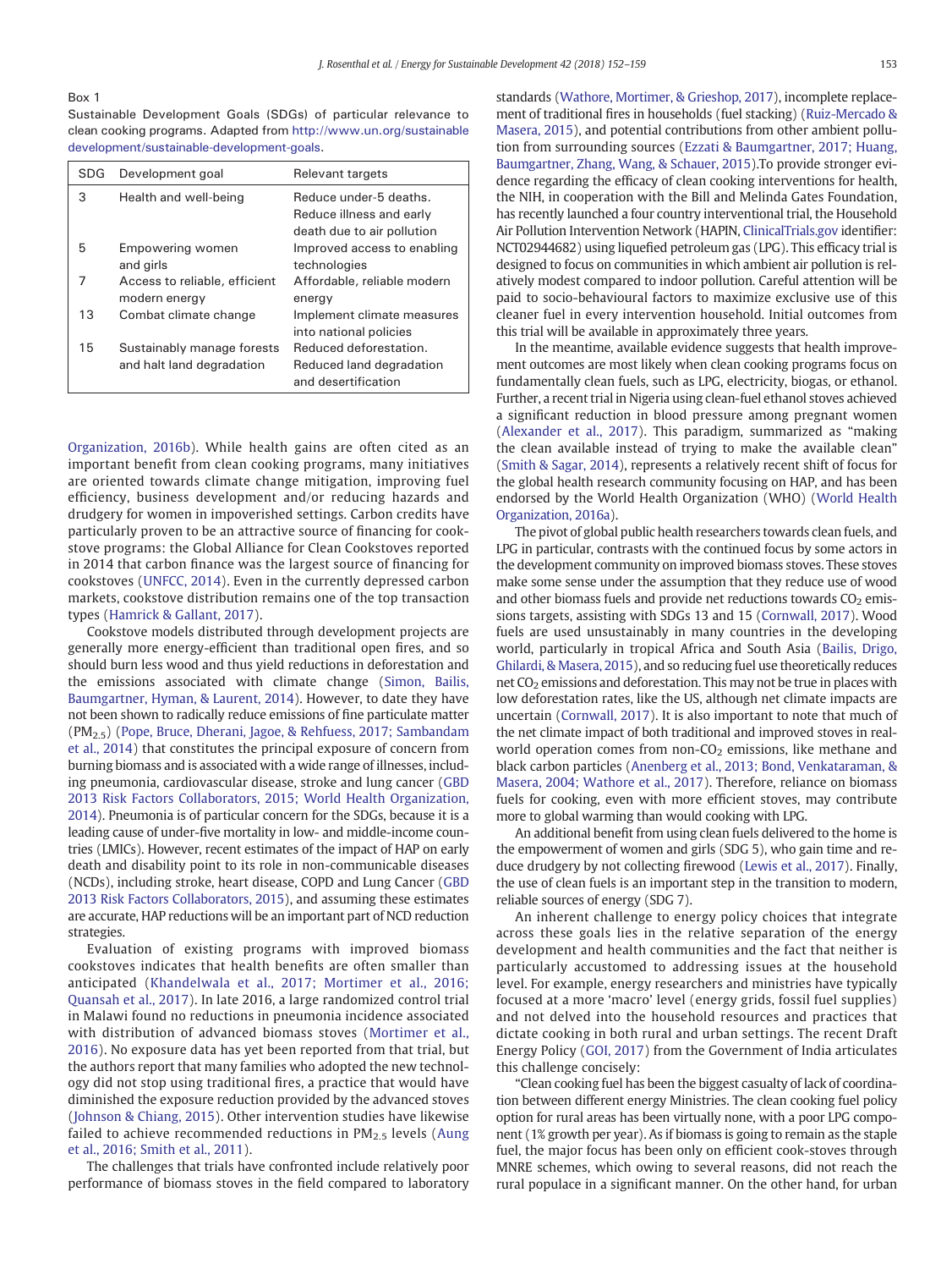Box 1
Sustainable Development Goals (SDGs) of particular relevance to clean cooking programs. Adapted from http://www.un.org/sustainabledevelopment/sustainable-development-goals.

| SDG | Development goal | Relevant targets |
|---|---|---|
| 3 | Health and well-being | Reduce under-5 deaths. Reduce illness and early death due to air pollution |
| 5 | Empowering women and girls | Improved access to enabling technologies |
| 7 | Access to reliable, efficient modern energy | Affordable, reliable modern energy |
| 13 | Combat climate change | Implement climate measures into national policies |
| 15 | Sustainably manage forests and halt land degradation | Reduced deforestation. Reduced land degradation and desertification |

Organization, 2016b). While health gains are often cited as an important benefit from clean cooking programs, many initiatives are oriented towards climate change mitigation, improving fuel efficiency, business development and/or reducing hazards and drudgery for women in impoverished settings. Carbon credits have particularly proven to be an attractive source of financing for cookstove programs: the Global Alliance for Clean Cookstoves reported in 2014 that carbon finance was the largest source of financing for cookstoves (UNFCC, 2014). Even in the currently depressed carbon markets, cookstove distribution remains one of the top transaction types (Hamrick & Gallant, 2017).

Cookstove models distributed through development projects are generally more energy-efficient than traditional open fires, and so should burn less wood and thus yield reductions in deforestation and the emissions associated with climate change (Simon, Bailis, Baumgartner, Hyman, & Laurent, 2014). However, to date they have not been shown to radically reduce emissions of fine particulate matter ($PM_{2.5}$) (Pope, Bruce, Dherani, Jagoe, & Rehfuess, 2017; Sambandam et al., 2014) that constitutes the principal exposure of concern from burning biomass and is associated with a wide range of illnesses, including pneumonia, cardiovascular disease, stroke and lung cancer (GBD 2013 Risk Factors Collaborators, 2015; World Health Organization, 2014). Pneumonia is of particular concern for the SDGs, because it is a leading cause of under-five mortality in low- and middle-income countries (LMICs). However, recent estimates of the impact of HAP on early death and disability point to its role in non-communicable diseases (NCDs), including stroke, heart disease, COPD and Lung Cancer (GBD 2013 Risk Factors Collaborators, 2015), and assuming these estimates are accurate, HAP reductions will be an important part of NCD reduction strategies.

Evaluation of existing programs with improved biomass cookstoves indicates that health benefits are often smaller than anticipated (Khandelwala et al., 2017; Mortimer et al., 2016; Quansah et al., 2017). In late 2016, a large randomized control trial in Malawi found no reductions in pneumonia incidence associated with distribution of advanced biomass stoves (Mortimer et al., 2016). No exposure data has yet been reported from that trial, but the authors report that many families who adopted the new technology did not stop using traditional fires, a practice that would have diminished the exposure reduction provided by the advanced stoves (Johnson & Chiang, 2015). Other intervention studies have likewise failed to achieve recommended reductions in $PM_{2.5}$ levels (Aung et al., 2016; Smith et al., 2011).

The challenges that trials have confronted include relatively poor performance of biomass stoves in the field compared to laboratory standards (Wathore, Mortimer, & Grieshop, 2017), incomplete replacement of traditional fires in households (fuel stacking) (Ruiz-Mercado & Masera, 2015), and potential contributions from other ambient pollution from surrounding sources (Ezzati & Baumgartner, 2017; Huang, Baumgartner, Zhang, Wang, & Schauer, 2015).To provide stronger evidence regarding the efficacy of clean cooking interventions for health, the NIH, in cooperation with the Bill and Melinda Gates Foundation, has recently launched a four country interventional trial, the Household Air Pollution Intervention Network (HAPIN, ClinicalTrials.gov identifier: NCT02944682) using liquefied petroleum gas (LPG). This efficacy trial is designed to focus on communities in which ambient air pollution is relatively modest compared to indoor pollution. Careful attention will be paid to socio-behavioural factors to maximize exclusive use of this cleaner fuel in every intervention household. Initial outcomes from this trial will be available in approximately three years.

In the meantime, available evidence suggests that health improvement outcomes are most likely when clean cooking programs focus on fundamentally clean fuels, such as LPG, electricity, biogas, or ethanol. Further, a recent trial in Nigeria using clean-fuel ethanol stoves achieved a significant reduction in blood pressure among pregnant women (Alexander et al., 2017). This paradigm, summarized as "making the clean available instead of trying to make the available clean" (Smith & Sagar, 2014), represents a relatively recent shift of focus for the global health research community focusing on HAP, and has been endorsed by the World Health Organization (WHO) (World Health Organization, 2016a).

The pivot of global public health researchers towards clean fuels, and LPG in particular, contrasts with the continued focus by some actors in the development community on improved biomass stoves. These stoves make some sense under the assumption that they reduce use of wood and other biomass fuels and provide net reductions towards $CO_2$ emissions targets, assisting with SDGs 13 and 15 (Cornwall, 2017). Wood fuels are used unsustainably in many countries in the developing world, particularly in tropical Africa and South Asia (Bailis, Drigo, Ghilardi, & Masera, 2015), and so reducing fuel use theoretically reduces net $CO_2$ emissions and deforestation. This may not be true in places with low deforestation rates, like the US, although net climate impacts are uncertain (Cornwall, 2017). It is also important to note that much of the net climate impact of both traditional and improved stoves in real-world operation comes from non-$CO_2$ emissions, like methane and black carbon particles (Anenberg et al., 2013; Bond, Venkataraman, & Masera, 2004; Wathore et al., 2017). Therefore, reliance on biomass fuels for cooking, even with more efficient stoves, may contribute more to global warming than would cooking with LPG.

An additional benefit from using clean fuels delivered to the home is the empowerment of women and girls (SDG 5), who gain time and reduce drudgery by not collecting firewood (Lewis et al., 2017). Finally, the use of clean fuels is an important step in the transition to modern, reliable sources of energy (SDG 7).

An inherent challenge to energy policy choices that integrate across these goals lies in the relative separation of the energy development and health communities and the fact that neither is particularly accustomed to addressing issues at the household level. For example, energy researchers and ministries have typically focused at a more 'macro' level (energy grids, fossil fuel supplies) and not delved into the household resources and practices that dictate cooking in both rural and urban settings. The recent Draft Energy Policy (GOI, 2017) from the Government of India articulates this challenge concisely:

"Clean cooking fuel has been the biggest casualty of lack of coordination between different energy Ministries. The clean cooking fuel policy option for rural areas has been virtually none, with a poor LPG component (1% growth per year). As if biomass is going to remain as the staple fuel, the major focus has been only on efficient cook-stoves through MNRE schemes, which owing to several reasons, did not reach the rural populace in a significant manner. On the other hand, for urban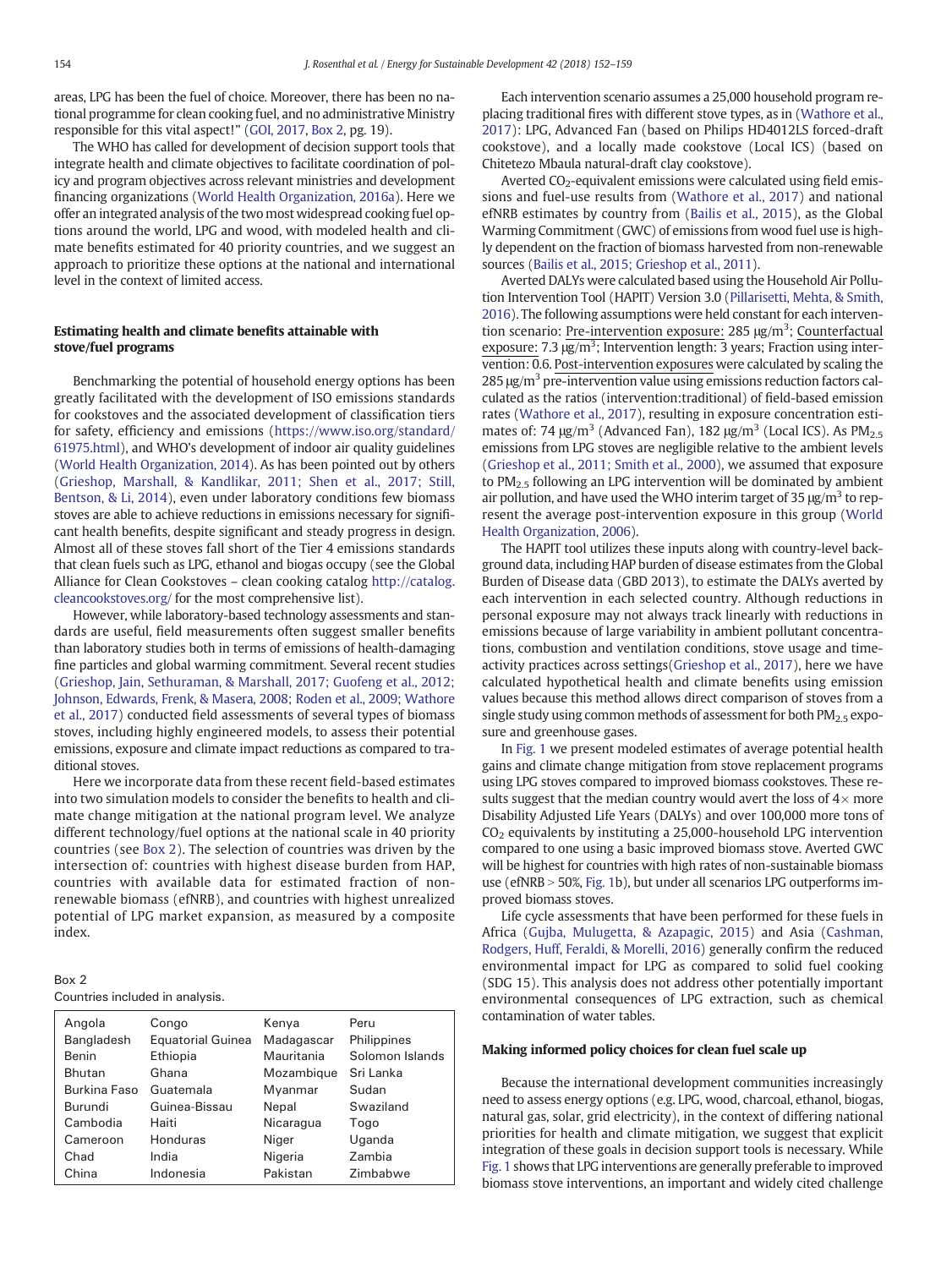areas, LPG has been the fuel of choice. Moreover, there has been no national programme for clean cooking fuel, and no administrative Ministry responsible for this vital aspect!" (GOI, 2017, Box 2, pg. 19).

The WHO has called for development of decision support tools that integrate health and climate objectives to facilitate coordination of policy and program objectives across relevant ministries and development financing organizations (World Health Organization, 2016a). Here we offer an integrated analysis of the two most widespread cooking fuel options around the world, LPG and wood, with modeled health and climate benefits estimated for 40 priority countries, and we suggest an approach to prioritize these options at the national and international level in the context of limited access.

## Estimating health and climate benefits attainable with stove/fuel programs

Benchmarking the potential of household energy options has been greatly facilitated with the development of ISO emissions standards for cookstoves and the associated development of classification tiers for safety, efficiency and emissions (https://www.iso.org/standard/61975.html), and WHO's development of indoor air quality guidelines (World Health Organization, 2014). As has been pointed out by others (Grieshop, Marshall, & Kandlikar, 2011; Shen et al., 2017; Still, Bentson, & Li, 2014), even under laboratory conditions few biomass stoves are able to achieve reductions in emissions necessary for significant health benefits, despite significant and steady progress in design. Almost all of these stoves fall short of the Tier 4 emissions standards that clean fuels such as LPG, ethanol and biogas occupy (see the Global Alliance for Clean Cookstoves – clean cooking catalog http://catalog.cleancookstoves.org/ for the most comprehensive list).

However, while laboratory-based technology assessments and standards are useful, field measurements often suggest smaller benefits than laboratory studies both in terms of emissions of health-damaging fine particles and global warming commitment. Several recent studies (Grieshop, Jain, Sethuraman, & Marshall, 2017; Guofeng et al., 2012; Johnson, Edwards, Frenk, & Masera, 2008; Roden et al., 2009; Wathore et al., 2017) conducted field assessments of several types of biomass stoves, including highly engineered models, to assess their potential emissions, exposure and climate impact reductions as compared to traditional stoves.

Here we incorporate data from these recent field-based estimates into two simulation models to consider the benefits to health and climate change mitigation at the national program level. We analyze different technology/fuel options at the national scale in 40 priority countries (see Box 2). The selection of countries was driven by the intersection of: countries with highest disease burden from HAP, countries with available data for estimated fraction of non-renewable biomass (efNRB), and countries with highest unrealized potential of LPG market expansion, as measured by a composite index.

Box 2
Countries included in analysis.

| | | | |
|---|---|---|---|
| Angola | Congo | Kenya | Peru |
| Bangladesh | Equatorial Guinea | Madagascar | Philippines |
| Benin | Ethiopia | Mauritania | Solomon Islands |
| Bhutan | Ghana | Mozambique | Sri Lanka |
| Burkina Faso | Guatemala | Myanmar | Sudan |
| Burundi | Guinea-Bissau | Nepal | Swaziland |
| Cambodia | Haiti | Nicaragua | Togo |
| Cameroon | Honduras | Niger | Uganda |
| Chad | India | Nigeria | Zambia |
| China | Indonesia | Pakistan | Zimbabwe |

Each intervention scenario assumes a 25,000 household program replacing traditional fires with different stove types, as in (Wathore et al., 2017): LPG, Advanced Fan (based on Philips HD4012LS forced-draft cookstove), and a locally made cookstove (Local ICS) (based on Chitetezo Mbaula natural-draft clay cookstove).

Averted $CO_2$-equivalent emissions were calculated using field emissions and fuel-use results from (Wathore et al., 2017) and national efNRB estimates by country from (Bailis et al., 2015), as the Global Warming Commitment (GWC) of emissions from wood fuel use is highly dependent on the fraction of biomass harvested from non-renewable sources (Bailis et al., 2015; Grieshop et al., 2011).

Averted DALYs were calculated based using the Household Air Pollution Intervention Tool (HAPIT) Version 3.0 (Pillarisetti, Mehta, & Smith, 2016). The following assumptions were held constant for each intervention scenario: Pre-intervention exposure: 285 μg/m$^3$; Counterfactual exposure: 7.3 μg/m$^3$; Intervention length: 3 years; Fraction using intervention: 0.6. Post-intervention exposures were calculated by scaling the 285 μg/m$^3$ pre-intervention value using emissions reduction factors calculated as the ratios (intervention:traditional) of field-based emission rates (Wathore et al., 2017), resulting in exposure concentration estimates of: 74 μg/m$^3$ (Advanced Fan), 182 μg/m$^3$ (Local ICS). As $PM_{2.5}$ emissions from LPG stoves are negligible relative to the ambient levels (Grieshop et al., 2011; Smith et al., 2000), we assumed that exposure to $PM_{2.5}$ following an LPG intervention will be dominated by ambient air pollution, and have used the WHO interim target of 35 μg/m$^3$ to represent the average post-intervention exposure in this group (World Health Organization, 2006).

The HAPIT tool utilizes these inputs along with country-level background data, including HAP burden of disease estimates from the Global Burden of Disease data (GBD 2013), to estimate the DALYs averted by each intervention in each selected country. Although reductions in personal exposure may not always track linearly with reductions in emissions because of large variability in ambient pollutant concentrations, combustion and ventilation conditions, stove usage and time-activity practices across settings (Grieshop et al., 2017), here we have calculated hypothetical health and climate benefits using emission values because this method allows direct comparison of stoves from a single study using common methods of assessment for both $PM_{2.5}$ exposure and greenhouse gases.

In Fig. 1 we present modeled estimates of average potential health gains and climate change mitigation from stove replacement programs using LPG stoves compared to improved biomass cookstoves. These results suggest that the median country would avert the loss of 4× more Disability Adjusted Life Years (DALYs) and over 100,000 more tons of $CO_2$ equivalents by instituting a 25,000-household LPG intervention compared to one using a basic improved biomass stove. Averted GWC will be highest for countries with high rates of non-sustainable biomass use (efNRB > 50%, Fig. 1b), but under all scenarios LPG outperforms improved biomass stoves.

Life cycle assessments that have been performed for these fuels in Africa (Gujba, Mulugetta, & Azapagic, 2015) and Asia (Cashman, Rodgers, Huff, Feraldi, & Morelli, 2016) generally confirm the reduced environmental impact for LPG as compared to solid fuel cooking (SDG 15). This analysis does not address other potentially important environmental consequences of LPG extraction, such as chemical contamination of water tables.

## Making informed policy choices for clean fuel scale up

Because the international development communities increasingly need to assess energy options (e.g. LPG, wood, charcoal, ethanol, biogas, natural gas, solar, grid electricity), in the context of differing national priorities for health and climate mitigation, we suggest that explicit integration of these goals in decision support tools is necessary. While Fig. 1 shows that LPG interventions are generally preferable to improved biomass stove interventions, an important and widely cited challenge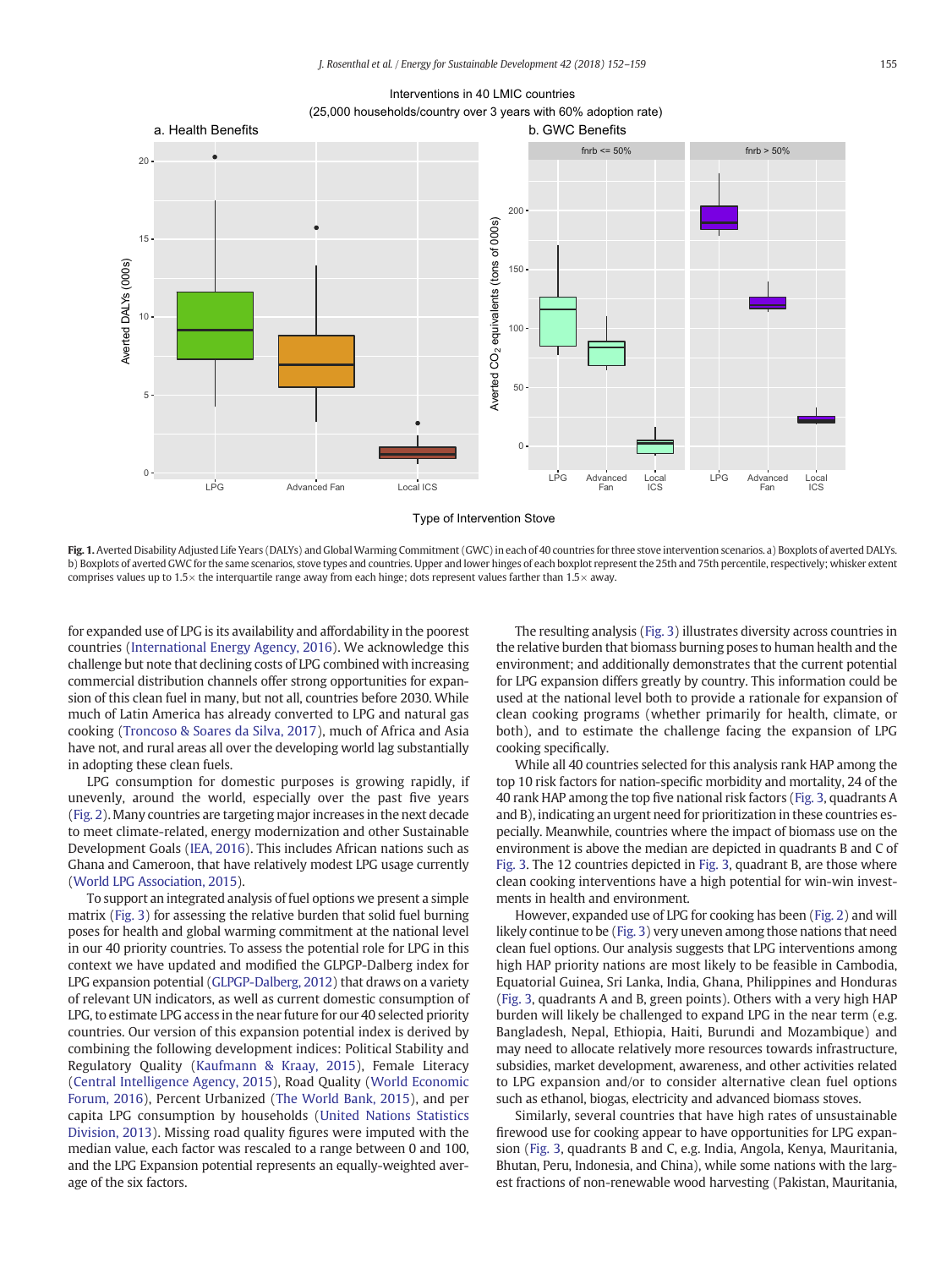Fig. 1. Averted Disability Adjusted Life Years (DALYs) and Global Warming Commitment (GWC) in each of 40 countries for three stove intervention scenarios. a) Boxplots of averted DALYs. b) Boxplots of averted GWC for the same scenarios, stove types and countries. Upper and lower hinges of each boxplot represent the 25th and 75th percentile, respectively; whisker extent comprises values up to 1.5× the interquartile range away from each hinge; dots represent values farther than 1.5× away.

for expanded use of LPG is its availability and affordability in the poorest countries (International Energy Agency, 2016). We acknowledge this challenge but note that declining costs of LPG combined with increasing commercial distribution channels offer strong opportunities for expansion of this clean fuel in many, but not all, countries before 2030. While much of Latin America has already converted to LPG and natural gas cooking (Troncoso & Soares da Silva, 2017), much of Africa and Asia have not, and rural areas all over the developing world lag substantially in adopting these clean fuels.

LPG consumption for domestic purposes is growing rapidly, if unevenly, around the world, especially over the past five years (Fig. 2). Many countries are targeting major increases in the next decade to meet climate-related, energy modernization and other Sustainable Development Goals (IEA, 2016). This includes African nations such as Ghana and Cameroon, that have relatively modest LPG usage currently (World LPG Association, 2015).

To support an integrated analysis of fuel options we present a simple matrix (Fig. 3) for assessing the relative burden that solid fuel burning poses for health and global warming commitment at the national level in our 40 priority countries. To assess the potential role for LPG in this context we have updated and modified the GLPGP-Dalberg index for LPG expansion potential (GLPGP-Dalberg, 2012) that draws on a variety of relevant UN indicators, as well as current domestic consumption of LPG, to estimate LPG access in the near future for our 40 selected priority countries. Our version of this expansion potential index is derived by combining the following development indices: Political Stability and Regulatory Quality (Kaufmann & Kraay, 2015), Female Literacy (Central Intelligence Agency, 2015), Road Quality (World Economic Forum, 2016), Percent Urbanized (The World Bank, 2015), and per capita LPG consumption by households (United Nations Statistics Division, 2013). Missing road quality figures were imputed with the median value, each factor was rescaled to a range between 0 and 100, and the LPG Expansion potential represents an equally-weighted average of the six factors.

The resulting analysis (Fig. 3) illustrates diversity across countries in the relative burden that biomass burning poses to human health and the environment; and additionally demonstrates that the current potential for LPG expansion differs greatly by country. This information could be used at the national level both to provide a rationale for expansion of clean cooking programs (whether primarily for health, climate, or both), and to estimate the challenge facing the expansion of LPG cooking specifically.

While all 40 countries selected for this analysis rank HAP among the top 10 risk factors for nation-specific morbidity and mortality, 24 of the 40 rank HAP among the top five national risk factors (Fig. 3, quadrants A and B), indicating an urgent need for prioritization in these countries especially. Meanwhile, countries where the impact of biomass use on the environment is above the median are depicted in quadrants B and C of Fig. 3. The 12 countries depicted in Fig. 3, quadrant B, are those where clean cooking interventions have a high potential for win-win investments in health and environment.

However, expanded use of LPG for cooking has been (Fig. 2) and will likely continue to be (Fig. 3) very uneven among those nations that need clean fuel options. Our analysis suggests that LPG interventions among high HAP priority nations are most likely to be feasible in Cambodia, Equatorial Guinea, Sri Lanka, India, Ghana, Philippines and Honduras (Fig. 3, quadrants A and B, green points). Others with a very high HAP burden will likely be challenged to expand LPG in the near term (e.g. Bangladesh, Nepal, Ethiopia, Haiti, Burundi and Mozambique) and may need to allocate relatively more resources towards infrastructure, subsidies, market development, awareness, and other activities related to LPG expansion and/or to consider alternative clean fuel options such as ethanol, biogas, electricity and advanced biomass stoves.

Similarly, several countries that have high rates of unsustainable firewood use for cooking appear to have opportunities for LPG expansion (Fig. 3, quadrants B and C, e.g. India, Angola, Kenya, Mauritania, Bhutan, Peru, Indonesia, and China), while some nations with the largest fractions of non-renewable wood harvesting (Pakistan, Mauritania,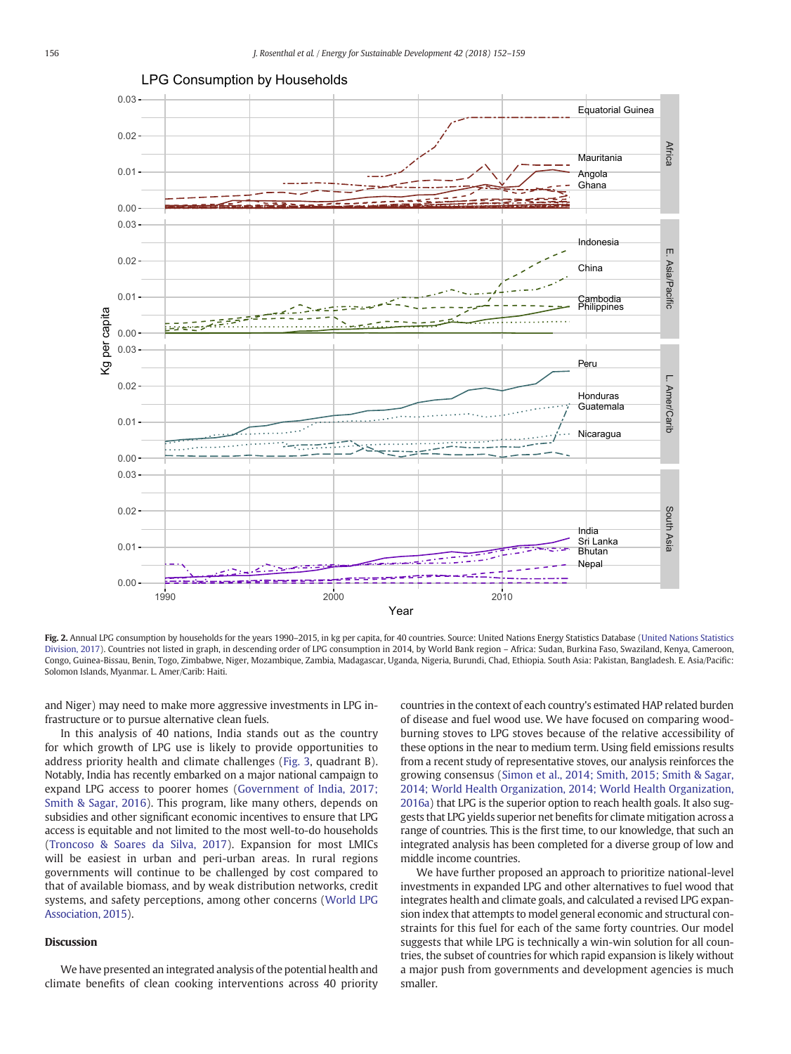Fig. 2. Annual LPG consumption by households for the years 1990–2015, in kg per capita, for 40 countries. Source: United Nations Energy Statistics Database (United Nations Statistics Division, 2017). Countries not listed in graph, in descending order of LPG consumption in 2014, by World Bank region – Africa: Sudan, Burkina Faso, Swaziland, Kenya, Cameroon, Congo, Guinea-Bissau, Benin, Togo, Zimbabwe, Niger, Mozambique, Zambia, Madagascar, Uganda, Nigeria, Burundi, Chad, Ethiopia. South Asia: Pakistan, Bangladesh. E. Asia/Pacific: Solomon Islands, Myanmar. L. Amer/Carib: Haiti.

and Niger) may need to make more aggressive investments in LPG infrastructure or to pursue alternative clean fuels.

In this analysis of 40 nations, India stands out as the country for which growth of LPG use is likely to provide opportunities to address priority health and climate challenges (Fig. 3, quadrant B). Notably, India has recently embarked on a major national campaign to expand LPG access to poorer homes (Government of India, 2017; Smith & Sagar, 2016). This program, like many others, depends on subsidies and other significant economic incentives to ensure that LPG access is equitable and not limited to the most well-to-do households (Troncoso & Soares da Silva, 2017). Expansion for most LMICs will be easiest in urban and peri-urban areas. In rural regions governments will continue to be challenged by cost compared to that of available biomass, and by weak distribution networks, credit systems, and safety perceptions, among other concerns (World LPG Association, 2015).

## Discussion

We have presented an integrated analysis of the potential health and climate benefits of clean cooking interventions across 40 priority countries in the context of each country's estimated HAP related burden of disease and fuel wood use. We have focused on comparing wood-burning stoves to LPG stoves because of the relative accessibility of these options in the near to medium term. Using field emissions results from a recent study of representative stoves, our analysis reinforces the growing consensus (Simon et al., 2014; Smith, 2015; Smith & Sagar, 2014; World Health Organization, 2014; World Health Organization, 2016a) that LPG is the superior option to reach health goals. It also suggests that LPG yields superior net benefits for climate mitigation across a range of countries. This is the first time, to our knowledge, that such an integrated analysis has been completed for a diverse group of low and middle income countries.

We have further proposed an approach to prioritize national-level investments in expanded LPG and other alternatives to fuel wood that integrates health and climate goals, and calculated a revised LPG expansion index that attempts to model general economic and structural constraints for this fuel for each of the same forty countries. Our model suggests that while LPG is technically a win-win solution for all countries, the subset of countries for which rapid expansion is likely without a major push from governments and development agencies is much smaller.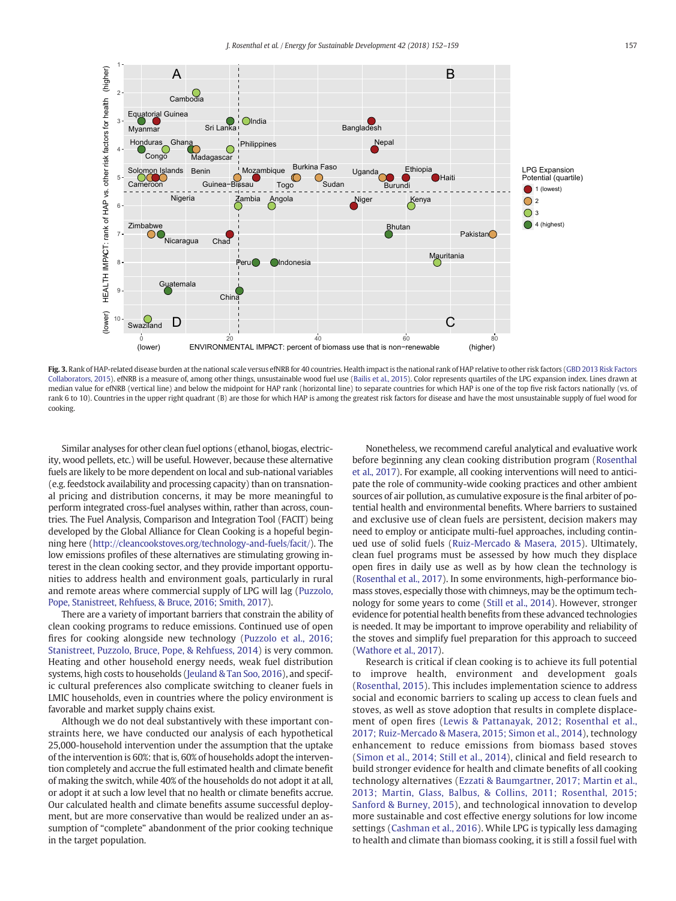**Fig. 3.** Rank of HAP-related disease burden at the national scale versus efNRB for 40 countries. Health impact is the national rank of HAP relative to other risk factors (GBD 2013 Risk Factors Collaborators, 2015). efNRB is a measure of, among other things, unsustainable wood fuel use (Bailis et al., 2015). Color represents quartiles of the LPG expansion index. Lines drawn at median value for efNRB (vertical line) and below the midpoint for HAP rank (horizontal line) to separate countries for which HAP is one of the top five risk factors nationally (vs. of rank 6 to 10). Countries in the upper right quadrant (B) are those for which HAP is among the greatest risk factors for disease and have the most unsustainable supply of fuel wood for cooking.

Similar analyses for other clean fuel options (ethanol, biogas, electricity, wood pellets, etc.) will be useful. However, because these alternative fuels are likely to be more dependent on local and sub-national variables (e.g. feedstock availability and processing capacity) than on transnational pricing and distribution concerns, it may be more meaningful to perform integrated cross-fuel analyses within, rather than across, countries. The Fuel Analysis, Comparison and Integration Tool (FACIT) being developed by the Global Alliance for Clean Cooking is a hopeful beginning here (http://cleancookstoves.org/technology-and-fuels/facit/). The low emissions profiles of these alternatives are stimulating growing interest in the clean cooking sector, and they provide important opportunities to address health and environment goals, particularly in rural and remote areas where commercial supply of LPG will lag (Puzzolo, Pope, Stanistreet, Rehfuess, & Bruce, 2016; Smith, 2017).

There are a variety of important barriers that constrain the ability of clean cooking programs to reduce emissions. Continued use of open fires for cooking alongside new technology (Puzzolo et al., 2016; Stanistreet, Puzzolo, Bruce, Pope, & Rehfuess, 2014) is very common. Heating and other household energy needs, weak fuel distribution systems, high costs to households (Jeuland & Tan Soo, 2016), and specific cultural preferences also complicate switching to cleaner fuels in LMIC households, even in countries where the policy environment is favorable and market supply chains exist.

Although we do not deal substantively with these important constraints here, we have conducted our analysis of each hypothetical 25,000-household intervention under the assumption that the uptake of the intervention is 60%: that is, 60% of households adopt the intervention completely and accrue the full estimated health and climate benefit of making the switch, while 40% of the households do not adopt it at all, or adopt it at such a low level that no health or climate benefits accrue. Our calculated health and climate benefits assume successful deployment, but are more conservative than would be realized under an assumption of "complete" abandonment of the prior cooking technique in the target population.

Nonetheless, we recommend careful analytical and evaluative work before beginning any clean cooking distribution program (Rosenthal et al., 2017). For example, all cooking interventions will need to anticipate the role of community-wide cooking practices and other ambient sources of air pollution, as cumulative exposure is the final arbiter of potential health and environmental benefits. Where barriers to sustained and exclusive use of clean fuels are persistent, decision makers may need to employ or anticipate multi-fuel approaches, including continued use of solid fuels (Ruiz-Mercado & Masera, 2015). Ultimately, clean fuel programs must be assessed by how much they displace open fires in daily use as well as by how clean the technology is (Rosenthal et al., 2017). In some environments, high-performance biomass stoves, especially those with chimneys, may be the optimum technology for some years to come (Still et al., 2014). However, stronger evidence for potential health benefits from these advanced technologies is needed. It may be important to improve operability and reliability of the stoves and simplify fuel preparation for this approach to succeed (Wathore et al., 2017).

Research is critical if clean cooking is to achieve its full potential to improve health, environment and development goals (Rosenthal, 2015). This includes implementation science to address social and economic barriers to scaling up access to clean fuels and stoves, as well as stove adoption that results in complete displacement of open fires (Lewis & Pattanayak, 2012; Rosenthal et al., 2017; Ruiz-Mercado & Masera, 2015; Simon et al., 2014), technology enhancement to reduce emissions from biomass based stoves (Simon et al., 2014; Still et al., 2014), clinical and field research to build stronger evidence for health and climate benefits of all cooking technology alternatives (Ezzati & Baumgartner, 2017; Martin et al., 2013; Martin, Glass, Balbus, & Collins, 2011; Rosenthal, 2015; Sanford & Burney, 2015), and technological innovation to develop more sustainable and cost effective energy solutions for low income settings (Cashman et al., 2016). While LPG is typically less damaging to health and climate than biomass cooking, it is still a fossil fuel with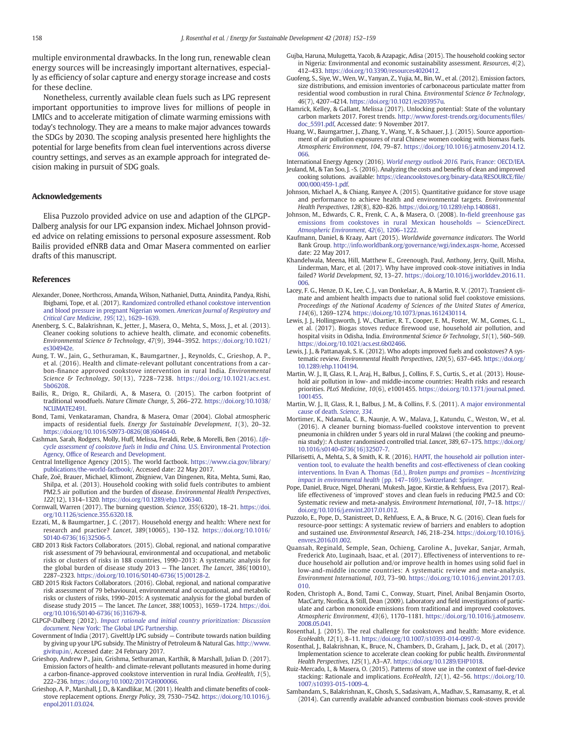multiple environmental drawbacks. In the long run, renewable clean energy sources will be increasingly important alternatives, especially as efficiency of solar capture and energy storage increase and costs for these decline.

Nonetheless, currently available clean fuels such as LPG represent important opportunities to improve lives for millions of people in LMICs and to accelerate mitigation of climate warming emissions with today's technology. They are a means to make major advances towards the SDGs by 2030. The scoping analysis presented here highlights the potential for large benefits from clean fuel interventions across diverse country settings, and serves as an example approach for integrated decision making in pursuit of SDG goals.

## Acknowledgements

Elisa Puzzolo provided advice on use and adaption of the GLPGP-Dalberg analysis for our LPG expansion index. Michael Johnson provided advice on relating emissions to personal exposure assessment. Rob Bailis provided efNRB data and Omar Masera commented on earlier drafts of this manuscript.

## References

Alexander, Donee, Northcross, Amanda, Wilson, Nathaniel, Dutta, Anindita, Pandya, Rishi, Ibigbami, Tope, et al. (2017). Randomized controlled ethanol cookstove intervention and blood pressure in pregnant Nigerian women. *American Journal of Respiratory and Critical Care Medicine*, *195*(12), 1629–1639.

Anenberg, S. C., Balakrishnan, K., Jetter, J., Masera, O., Mehta, S., Moss, J., et al. (2013). Cleaner cooking solutions to achieve health, climate, and economic cobenefits. *Environmental Science & Technology*, *47*(9), 3944–3952. https://doi.org/10.1021/es304942e.

Aung, T. W., Jain, G., Sethuraman, K., Baumgartner, J., Reynolds, C., Grieshop, A. P., et al. (2016). Health and climate-relevant pollutant concentrations from a carbon-finance approved cookstove intervention in rural India. *Environmental Science & Technology*, *50*(13), 7228–7238. https://doi.org/10.1021/acs.est.5b06208.

Bailis, R., Drigo, R., Ghilardi, A., & Masera, O. (2015). The carbon footprint of traditional woodfuels. *Nature Climate Change*, *5*, 266–272. https://doi.org/10.1038/NCLIMATE2491.

Bond, Tami, Venkataraman, Chandra, & Masera, Omar (2004). Global atmospheric impacts of residential fuels. *Energy for Sustainable Development*, *1*(3), 20–32. https://doi.org/10.1016/S0973-0826(08)60464-0.

Cashman, Sarah, Rodgers, Molly, Huff, Melissa, Feraldi, Rebe, & Morelli, Ben (2016). *Life-cycle assessment of cookstove fuels in India and China.* U.S. Environmental Protection Agency, Office of Research and Development.

Central Intelligence Agency (2015). The world factbook. https://www.cia.gov/library/publications/the-world-factbook/, Accessed date: 22 May 2017.

Chafe, Zoë, Brauer, Michael, Klimont, Zbigniew, Van Dingenen, Rita, Mehta, Sumi, Rao, Shilpa, et al. (2013). Household cooking with solid fuels contributes to ambient PM2.5 air pollution and the burden of disease. *Environmental Health Perspectives*, *122*(12), 1314–1320. https://doi.org/10.1289/ehp.1206340.

Cornwall, Warren (2017). The burning question. *Science*, *355*(6320), 18–21. https://doi.org/10.1126/science.355.6320.18.

Ezzati, M., & Baumgartner, J. C. (2017). Household energy and health: Where next for research and practice? *Lancet*, *389*(10065), 130–132. https://doi.org/10.1016/S0140-6736(16)32506-5.

GBD 2013 Risk Factors Collaborators. (2015). Global, regional, and national comparative risk assessment of 79 behavioural, environmental and occupational, and metabolic risks or clusters of risks in 188 countries, 1990–2013: A systematic analysis for the global burden of disease study 2013 — The lancet. *The Lancet*, *386*(10010), 2287–2323. https://doi.org/10.1016/S0140-6736(15)00128-2.

GBD 2015 Risk Factors Collaborators. (2016). Global, regional, and national comparative risk assessment of 79 behavioural, environmental and occupational, and metabolic risks or clusters of risks, 1990–2015: A systematic analysis for the global burden of disease study 2015 — The lancet. *The Lancet*, *388*(10053), 1659–1724. https://doi.org/10.1016/S0140-6736(16)31679-8.

GLPGP-Dalberg (2012). *Impact rationale and initial country prioritization: Discussion document.* New York: The Global LPG Partnership.

Government of India (2017). GiveItUp LPG subsidy — Contribute towards nation building by giving up your LPG subsidy. The Ministry of Petroleum & Natural Gas. http://www.givitup.in/, Accessed date: 24 February 2017.

Grieshop, Andrew P., Jain, Grishma, Sethuraman, Karthik, & Marshall, Julian D. (2017). Emission factors of health- and climate-relevant pollutants measured in home during a carbon-finance-approved cookstove intervention in rural India. *GeoHealth*, *1*(5), 222–236. https://doi.org/10.1002/2017GH000066.

Grieshop, A. P., Marshall, J. D., & Kandlikar, M. (2011). Health and climate benefits of cookstove replacement options. *Energy Policy*, *39*, 7530–7542. https://doi.org/10.1016/j.enpol.2011.03.024.

Gujba, Haruna, Mulugetta, Yacob, & Azapagic, Adisa (2015). The household cooking sector in Nigeria: Environmental and economic sustainability assessment. *Resources*, *4*(2), 412–433. https://doi.org/10.3390/resources4020412.

Guofeng, S., Siye, W., Wen, W., Yanyan, Z., Yujia, M., Bin, W., et al. (2012). Emission factors, size distributions, and emission inventories of carbonaceous particulate matter from residential wood combustion in rural China. *Environmental Science & Technology*, *46*(7), 4207–4214. https://doi.org/10.1021/es203957u.

Hamrick, Kelley, & Gallant, Melissa (2017). Unlocking potential: State of the voluntary carbon markets 2017. Forest trends. http://www.forest-trends.org/documents/files/doc_5591.pdf, Accessed date: 9 November 2017.

Huang, W., Baumgartner, J., Zhang, Y., Wang, Y., & Schauer, J. J. (2015). Source apportionment of air pollution exposures of rural Chinese women cooking with biomass fuels. *Atmospheric Environment*, *104*, 79–87. https://doi.org/10.1016/j.atmosenv.2014.12.066.

International Energy Agency (2016). *World energy outlook 2016.* Paris, France: OECD/IEA.

Jeuland, M., & Tan Soo, J. -S. (2016). Analyzing the costs and benefits of clean and improved cooking solutions. available: https://cleancookstoves.org/binary-data/RESOURCE/file/000/000/459-1.pdf.

Johnson, Michael A., & Chiang, Ranyee A. (2015). Quantitative guidance for stove usage and performance to achieve health and environmental targets. *Environmental Health Perspectives*, *128*(8), 820–826. https://doi.org/10.1289/ehp.1408681.

Johnson, M., Edwards, C. R., Frenk, C. A., & Masera, O. (2008). In-field greenhouse gas emissions from cookstoves in rural Mexican households — ScienceDirect. *Atmospheric Environment*, *42*(6), 1206–1222.

Kaufmann, Daniel, & Kraay, Aart (2015). *Worldwide governance indicators.* The World Bank Group. http://info.worldbank.org/governance/wgi/index.aspx-home, Accessed date: 22 May 2017.

Khandelwala, Meena, Hill, Matthew E., Greenough, Paul, Anthony, Jerry, Quill, Misha, Linderman, Marc, et al. (2017). Why have improved cook-stove initiatives in India failed? *World Development*, *92*, 13–27. https://doi.org/10.1016/j.worlddev.2016.11.006.

Lacey, F. G., Henze, D. K., Lee, C. J., van Donkelaar, A., & Martin, R. V. (2017). Transient climate and ambient health impacts due to national solid fuel cookstove emissions. *Proceedings of the National Academy of Sciences of the United States of America*, *114*(6), 1269–1274. https://doi.org/10.1073/pnas.1612430114.

Lewis, J. J., Hollingsworth, J. W., Chartier, R. T., Cooper, E. M., Foster, W. M., Gomes, G. L., et al. (2017). Biogas stoves reduce firewood use, household air pollution, and hospital visits in Odisha, India. *Environmental Science & Technology*, *51*(1), 560–569. https://doi.org/10.1021/acs.est.6b02466.

Lewis, J. J., & Pattanayak, S. K. (2012). Who adopts improved fuels and cookstoves? A systematic review. *Environmental Health Perspectives*, *120*(5), 637–645. https://doi.org/10.1289/ehp.1104194.

Martin, W. J., II, Glass, R. I., Araj, H., Balbus, J., Collins, F. S., Curtis, S., et al. (2013). Household air pollution in low- and middle-income countries: Health risks and research priorities. *PLoS Medicine*, *10*(6), e1001455. https://doi.org/10.1371/journal.pmed.1001455.

Martin, W. J., II, Glass, R. I., Balbus, J. M., & Collins, F. S. (2011). A major environmental cause of death. *Science*, *334*.

Mortimer, K., Ndamala, C. B., Naunje, A. W., Malava, J., Katundu, C., Weston, W., et al. (2016). A cleaner burning biomass-fuelled cookstove intervention to prevent pneumonia in children under 5 years old in rural Malawi (the cooking and pneumonia study): A cluster randomised controlled trial. *Lancet*, *389*, 67–175. https://doi.org/10.1016/s0140-6736(16)32507-7.

Pillarisetti, A., Mehta, S., & Smith, K. R. (2016). HAPIT, the household air pollution intervention tool, to evaluate the health benefits and cost-effectiveness of clean cooking interventions. In Evan A. Thomas (Ed.), *Broken pumps and promises – Incentivizing impact in environmental health* (pp. 147–169). Switzerland: Springer.

Pope, Daniel, Bruce, Nigel, Dherani, Mukesh, Jagoe, Kirstie, & Rehfuess, Eva (2017). Real-life effectiveness of 'improved' stoves and clean fuels in reducing PM2.5 and CO: Systematic review and meta-analysis. *Environment International*, *101*, 7–18. https://doi.org/10.1016/j.envint.2017.01.012.

Puzzolo, E., Pope, D., Stanistreet, D., Rehfuess, E. A., & Bruce, N. G. (2016). Clean fuels for resource-poor settings: A systematic review of barriers and enablers to adoption and sustained use. *Environmental Research*, *146*, 218–234. https://doi.org/10.1016/j.envres.2016.01.002.

Quansah, Reginald, Semple, Sean, Ochieng, Caroline A., Juvekar, Sanjar, Armah, Frederick Ato, Luginaah, Isaac, et al. (2017). Effectiveness of interventions to reduce household air pollution and/or improve health in homes using solid fuel in low-and-middle income countries: A systematic review and meta-analysis. *Environment International*, *103*, 73–90. https://doi.org/10.1016/j.envint.2017.03.010.

Roden, Christoph A., Bond, Tami C., Conway, Stuart, Pinel, Anibal Benjamin Osorto, MacCarty, Nordica, & Still, Dean (2009). Laboratory and field investigations of particulate and carbon monoxide emissions from traditional and improved cookstoves. *Atmospheric Environment*, *43*(6), 1170–1181. https://doi.org/10.1016/j.atmosenv.2008.05.041.

Rosenthal, J. (2015). The real challenge for cookstoves and health: More evidence. *EcoHealth*, *12*(1), 8–11. https://doi.org/10.1007/s10393-014-0997-9.

Rosenthal, J., Balakrishnan, K., Bruce, N., Chambers, D., Graham, J., Jack, D., et al. (2017). Implementation science to accelerate clean cooking for public health. *Environmental Health Perspectives*, *125*(1), A3–A7. https://doi.org/10.1289/EHP1018.

Ruiz-Mercado, I., & Masera, O. (2015). Patterns of stove use in the context of fuel-device stacking: Rationale and implications. *EcoHealth*, *12*(1), 42–56. https://doi.org/10.1007/s10393-015-1009-4.

Sambandam, S., Balakrishnan, K., Ghosh, S., Sadasivam, A., Madhav, S., Ramasamy, R., et al. (2014). Can currently available advanced combustion biomass cook-stoves provide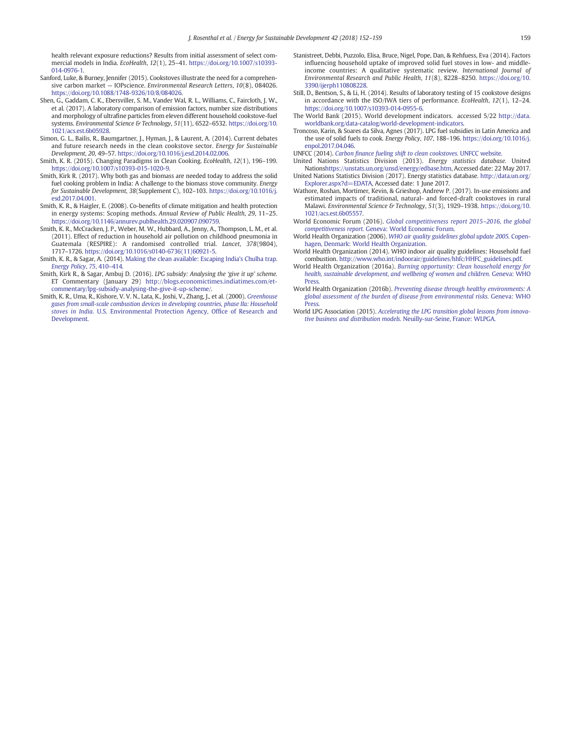health relevant exposure reductions? Results from initial assessment of select commercial models in India. *EcoHealth*, *12*(1), 25–41. https://doi.org/10.1007/s10393-014-0976-1.

Sanford, Luke, & Burney, Jennifer (2015). Cookstoves illustrate the need for a comprehensive carbon market — IOPscience. *Environmental Research Letters*, *10*(8), 084026. https://doi.org/10.1088/1748-9326/10/8/084026.

Shen, G., Gaddam, C. K., Ebersviller, S. M., Vander Wal, R. L., Williams, C., Faircloth, J. W., et al. (2017). A laboratory comparison of emission factors, number size distributions and morphology of ultrafine particles from eleven different household cookstove-fuel systems. *Environmental Science & Technology*, *51*(11), 6522–6532. https://doi.org/10.1021/acs.est.6b05928.

Simon, G. L., Bailis, R., Baumgartner, J., Hyman, J., & Laurent, A. (2014). Current debates and future research needs in the clean cookstove sector. *Energy for Sustainable Development*, *20*, 49–57. https://doi.org/10.1016/j.esd.2014.02.006.

Smith, K. R. (2015). Changing Paradigms in Clean Cooking. *EcoHealth*, *12*(1), 196–199. https://doi.org/10.1007/s10393-015-1020-9.

Smith, Kirk R. (2017). Why both gas and biomass are needed today to address the solid fuel cooking problem in India: A challenge to the biomass stove community. *Energy for Sustainable Development*, *38*(Supplement C), 102–103. https://doi.org/10.1016/j.esd.2017.04.001.

Smith, K. R., & Haigler, E. (2008). Co-benefits of climate mitigation and health protection in energy systems: Scoping methods. *Annual Review of Public Health*, *29*, 11–25. https://doi.org/10.1146/annurev.publhealth.29.020907.090759.

Smith, K. R., McCracken, J. P., Weber, M. W., Hubbard, A., Jenny, A., Thompson, L. M., et al. (2011). Effect of reduction in household air pollution on childhood pneumonia in Guatemala (RESPIRE): A randomised controlled trial. *Lancet*, *378*(9804), 1717–1726. https://doi.org/10.1016/s0140-6736(11)60921-5.

Smith, K. R., & Sagar, A. (2014). Making the clean available: Escaping India's Chulha trap. *Energy Policy*, *75*, 410–414.

Smith, Kirk R., & Sagar, Ambuj D. (2016). *LPG subsidy: Analysing the 'give it up' scheme.* ET Commentary (January 29) http://blogs.economictimes.indiatimes.com/et-commentary/lpg-subsidy-analysing-the-give-it-up-scheme/.

Smith, K. R., Uma, R., Kishore, V. V. N., Lata, K., Joshi, V., Zhang, J., et al. (2000). *Greenhouse gases from small-scale combustion devices in developing countries, phase IIa: Household stoves in India.* U.S. Environmental Protection Agency, Office of Research and Development.

Stanistreet, Debbi, Puzzolo, Elisa, Bruce, Nigel, Pope, Dan, & Rehfuess, Eva (2014). Factors influencing household uptake of improved solid fuel stoves in low- and middle-income countries: A qualitative systematic review. *International Journal of Environmental Research and Public Health*, *11*(8), 8228–8250. https://doi.org/10.3390/ijerph110808228.

Still, D., Bentson, S., & Li, H. (2014). Results of laboratory testing of 15 cookstove designs in accordance with the ISO/IWA tiers of performance. *EcoHealth*, *12*(1), 12–24. https://doi.org/10.1007/s10393-014-0955-6.

The World Bank (2015). World development indicators. accessed 5/22 http://data.worldbank.org/data-catalog/world-development-indicators.

Troncoso, Karin, & Soares da Silva, Agnes (2017). LPG fuel subsidies in Latin America and the use of solid fuels to cook. *Energy Policy*, *107*, 188–196. https://doi.org/10.1016/j.enpol.2017.04.046.

UNFCC (2014). *Carbon finance fueling shift to clean cookstoves.* UNFCC website.

United Nations Statistics Division (2013). *Energy statistics database.* United Nationshttps://unstats.un.org/unsd/energy/edbase.htm, Accessed date: 22 May 2017.

United Nations Statistics Division (2017). Energy statistics database. http://data.un.org/Explorer.aspx?d=EDATA, Accessed date: 1 June 2017.

Wathore, Roshan, Mortimer, Kevin, & Grieshop, Andrew P. (2017). In-use emissions and estimated impacts of traditional, natural- and forced-draft cookstoves in rural Malawi. *Environmental Science & Technology*, *51*(3), 1929–1938. https://doi.org/10.1021/acs.est.6b05557.

World Economic Forum (2016). *Global competitiveness report 2015–2016, the global competitiveness report.* Geneva: World Economic Forum.

World Health Organization (2006). *WHO air quality guidelines global update 2005.* Copenhagen, Denmark: World Health Organization.

World Health Organization (2014). WHO indoor air quality guidelines: Household fuel combustion. http://www.who.int/indoorair/guidelines/hhfc/HHFC_guidelines.pdf.

World Health Organization (2016a). *Burning opportunity: Clean household energy for health, sustainable development, and wellbeing of women and children.* Geneva: WHO Press.

World Health Organization (2016b). *Preventing disease through healthy environments: A global assessment of the burden of disease from environmental risks.* Geneva: WHO Press.

World LPG Association (2015). *Accelerating the LPG transition global lessons from innovative business and distribution models.* Neuilly-sur-Seine, France: WLPGA.